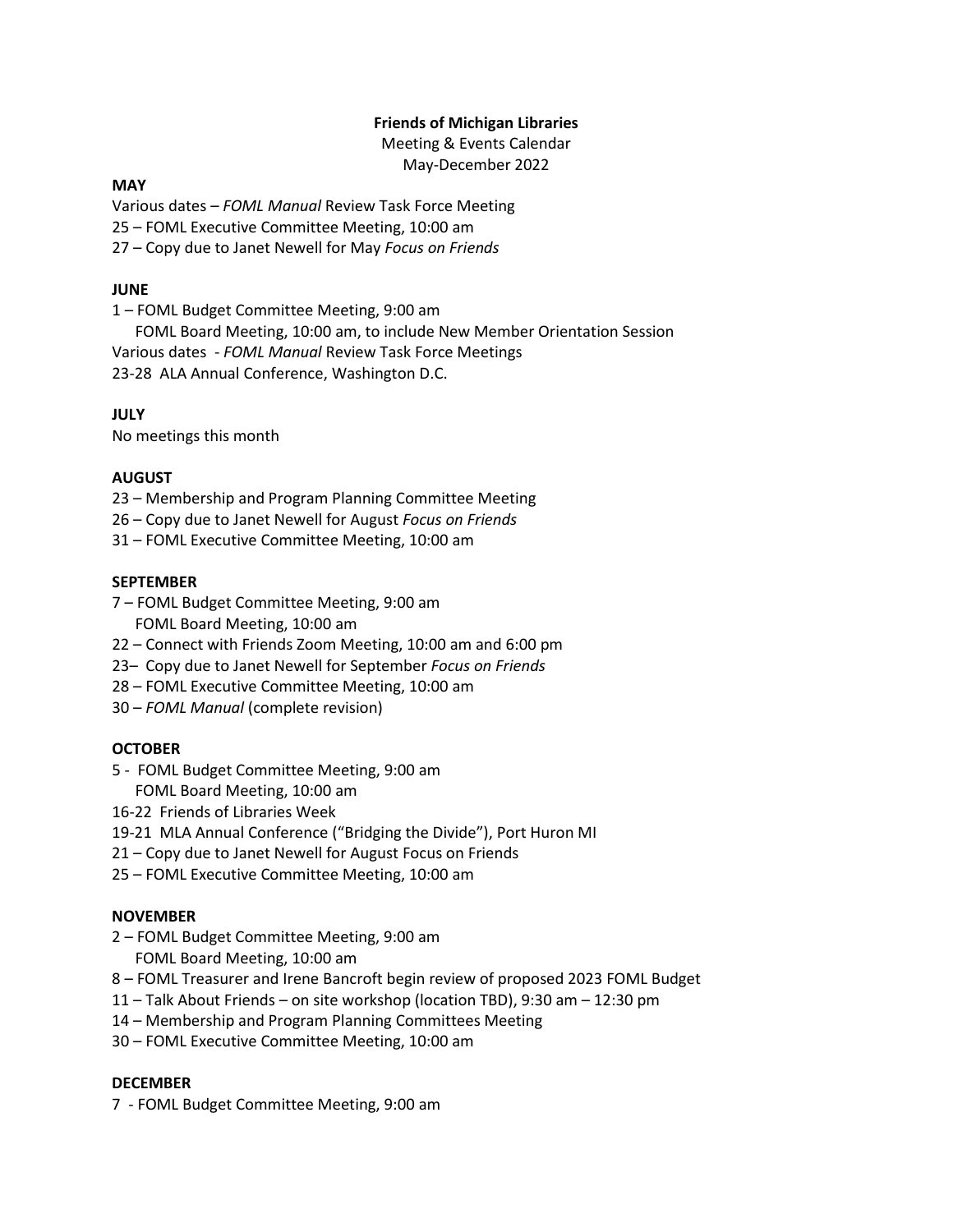**Friends of Michigan Libraries**

Meeting & Events Calendar

May-December 2022

**MAY**

Various dates – *FOML Manual* Review Task Force Meeting

25 – FOML Executive Committee Meeting, 10:00 am

27 – Copy due to Janet Newell for May *Focus on Friends*

**JUNE**

1 – FOML Budget Committee Meeting, 9:00 am
FOML Board Meeting, 10:00 am, to include New Member Orientation Session

Various dates - *FOML Manual* Review Task Force Meetings

23-28 ALA Annual Conference, Washington D.C.

**JULY**

No meetings this month

**AUGUST**

23 – Membership and Program Planning Committee Meeting

26 – Copy due to Janet Newell for August *Focus on Friends*

31 – FOML Executive Committee Meeting, 10:00 am

**SEPTEMBER**

7 – FOML Budget Committee Meeting, 9:00 am
FOML Board Meeting, 10:00 am

22 – Connect with Friends Zoom Meeting, 10:00 am and 6:00 pm

23– Copy due to Janet Newell for September *Focus on Friends*

28 – FOML Executive Committee Meeting, 10:00 am

30 – *FOML Manual* (complete revision)

**OCTOBER**

5 - FOML Budget Committee Meeting, 9:00 am
FOML Board Meeting, 10:00 am

16-22 Friends of Libraries Week

19-21 MLA Annual Conference ("Bridging the Divide"), Port Huron MI

21 – Copy due to Janet Newell for August Focus on Friends

25 – FOML Executive Committee Meeting, 10:00 am

**NOVEMBER**

2 – FOML Budget Committee Meeting, 9:00 am
FOML Board Meeting, 10:00 am

8 – FOML Treasurer and Irene Bancroft begin review of proposed 2023 FOML Budget

11 – Talk About Friends – on site workshop (location TBD), 9:30 am – 12:30 pm

14 – Membership and Program Planning Committees Meeting

30 – FOML Executive Committee Meeting, 10:00 am

**DECEMBER**

7 - FOML Budget Committee Meeting, 9:00 am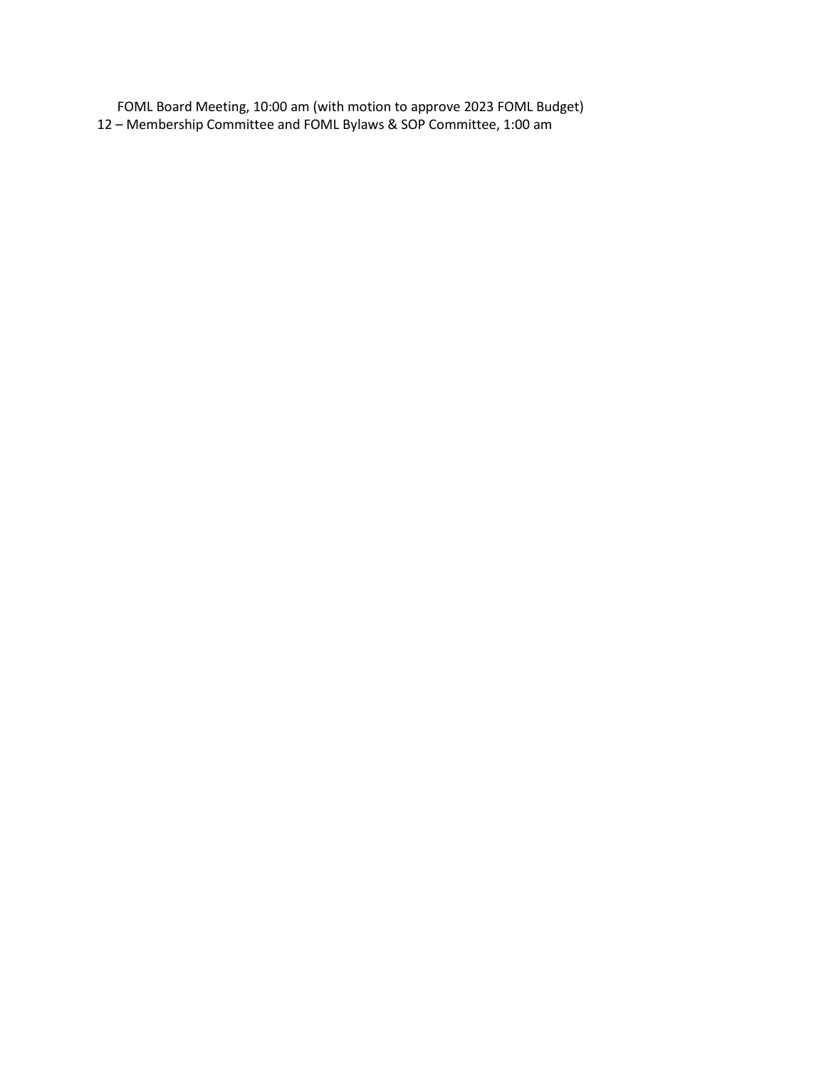FOML Board Meeting, 10:00 am (with motion to approve 2023 FOML Budget)

12 – Membership Committee and FOML Bylaws & SOP Committee, 1:00 am